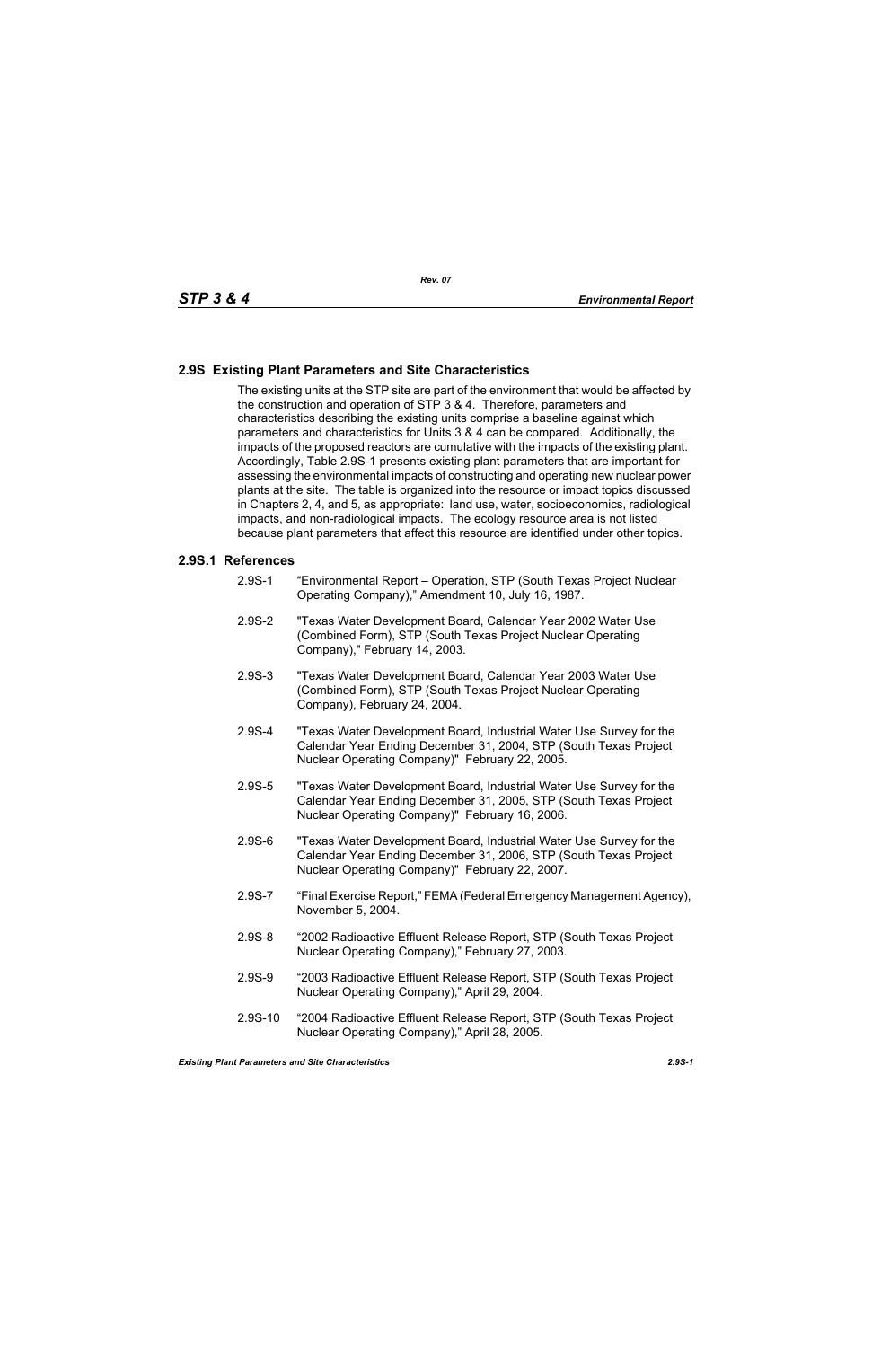## 2.9S Existing Plant Parameters and Site Characteristics

The existing units at the STP site are part of the environment that would be affected by the construction and operation of STP 3 & 4. Therefore, parameters and characteristics describing the existing units comprise a baseline against which parameters and characteristics for Units 3 & 4 can be compared. Additionally, the impacts of the proposed reactors are cumulative with the impacts of the existing plant. Accordingly, Table 2.9S-1 presents existing plant parameters that are important for assessing the environmental impacts of constructing and operating new nuclear power plants at the site. The table is organized into the resource or impact topics discussed in Chapters 2, 4, and 5, as appropriate: land use, water, socioeconomics, radiological impacts, and non-radiological impacts. The ecology resource area is not listed because plant parameters that affect this resource are identified under other topics.

### 2.9S.1 References

2.9S-1 "Environmental Report – Operation, STP (South Texas Project Nuclear Operating Company)," Amendment 10, July 16, 1987.

2.9S-2 "Texas Water Development Board, Calendar Year 2002 Water Use (Combined Form), STP (South Texas Project Nuclear Operating Company)," February 14, 2003.

2.9S-3 "Texas Water Development Board, Calendar Year 2003 Water Use (Combined Form), STP (South Texas Project Nuclear Operating Company), February 24, 2004.

2.9S-4 "Texas Water Development Board, Industrial Water Use Survey for the Calendar Year Ending December 31, 2004, STP (South Texas Project Nuclear Operating Company)" February 22, 2005.

2.9S-5 "Texas Water Development Board, Industrial Water Use Survey for the Calendar Year Ending December 31, 2005, STP (South Texas Project Nuclear Operating Company)" February 16, 2006.

2.9S-6 "Texas Water Development Board, Industrial Water Use Survey for the Calendar Year Ending December 31, 2006, STP (South Texas Project Nuclear Operating Company)" February 22, 2007.

2.9S-7 "Final Exercise Report," FEMA (Federal Emergency Management Agency), November 5, 2004.

2.9S-8 "2002 Radioactive Effluent Release Report, STP (South Texas Project Nuclear Operating Company)," February 27, 2003.

2.9S-9 "2003 Radioactive Effluent Release Report, STP (South Texas Project Nuclear Operating Company)," April 29, 2004.

2.9S-10 "2004 Radioactive Effluent Release Report, STP (South Texas Project Nuclear Operating Company)," April 28, 2005.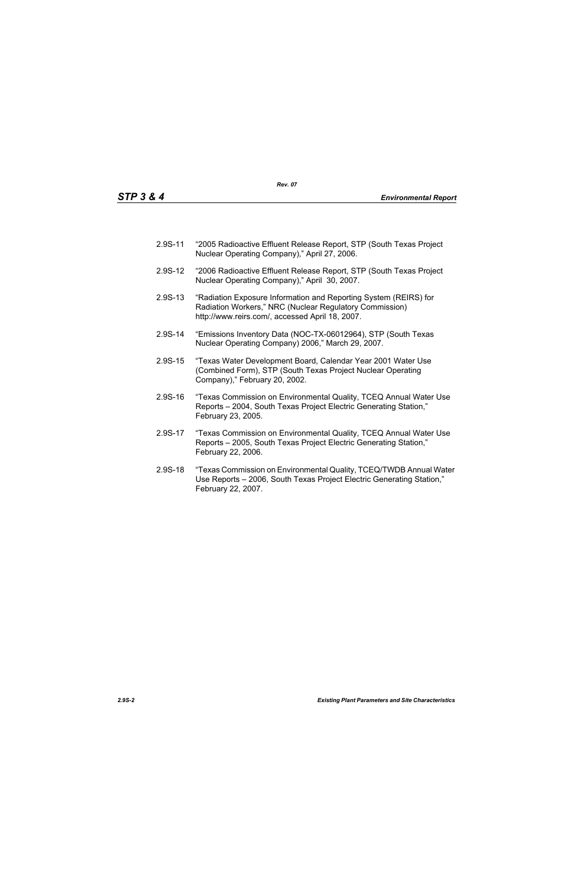2.9S-11 "2005 Radioactive Effluent Release Report, STP (South Texas Project Nuclear Operating Company)," April 27, 2006.

2.9S-12 "2006 Radioactive Effluent Release Report, STP (South Texas Project Nuclear Operating Company)," April 30, 2007.

2.9S-13 "Radiation Exposure Information and Reporting System (REIRS) for Radiation Workers," NRC (Nuclear Regulatory Commission) http://www.reirs.com/, accessed April 18, 2007.

2.9S-14 "Emissions Inventory Data (NOC-TX-06012964), STP (South Texas Nuclear Operating Company) 2006," March 29, 2007.

2.9S-15 "Texas Water Development Board, Calendar Year 2001 Water Use (Combined Form), STP (South Texas Project Nuclear Operating Company)," February 20, 2002.

2.9S-16 "Texas Commission on Environmental Quality, TCEQ Annual Water Use Reports – 2004, South Texas Project Electric Generating Station," February 23, 2005.

2.9S-17 "Texas Commission on Environmental Quality, TCEQ Annual Water Use Reports – 2005, South Texas Project Electric Generating Station," February 22, 2006.

2.9S-18 "Texas Commission on Environmental Quality, TCEQ/TWDB Annual Water Use Reports – 2006, South Texas Project Electric Generating Station," February 22, 2007.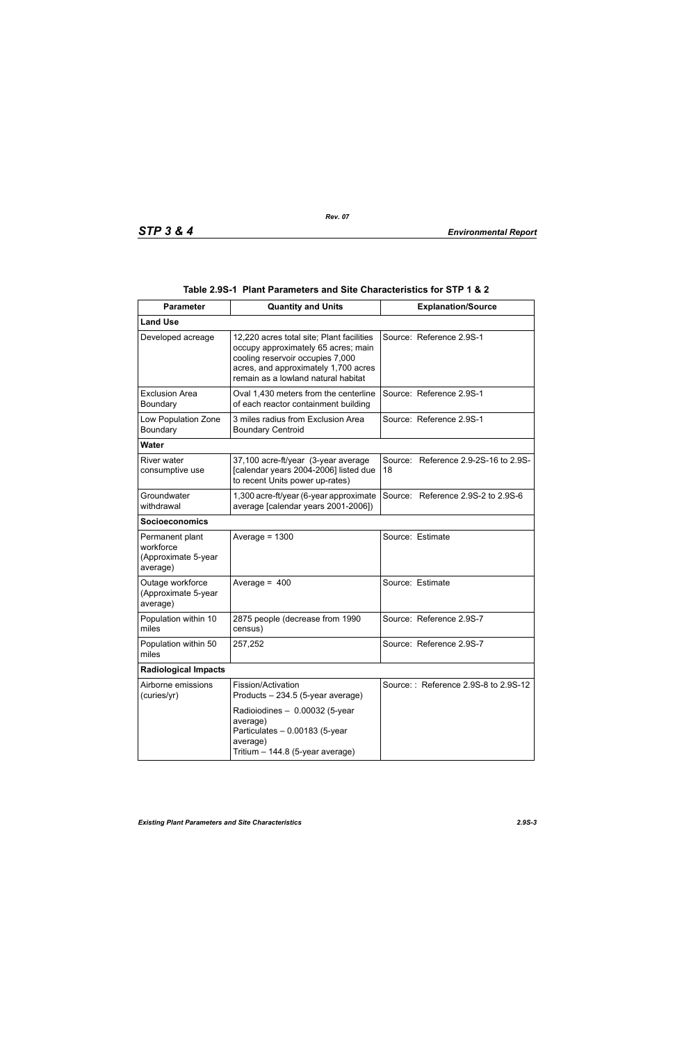### Table 2.9S-1 Plant Parameters and Site Characteristics for STP 1 & 2

| Parameter | Quantity and Units | Explanation/Source |
|---|---|---|
| **Land Use** | | |
| Developed acreage | 12,220 acres total site; Plant facilities occupy approximately 65 acres; main cooling reservoir occupies 7,000 acres, and approximately 1,700 acres remain as a lowland natural habitat | Source: Reference 2.9S-1 |
| Exclusion Area Boundary | Oval 1,430 meters from the centerline of each reactor containment building | Source: Reference 2.9S-1 |
| Low Population Zone Boundary | 3 miles radius from Exclusion Area Boundary Centroid | Source: Reference 2.9S-1 |
| **Water** | | |
| River water consumptive use | 37,100 acre-ft/year (3-year average [calendar years 2004-2006] listed due to recent Units power up-rates) | Source: Reference 2.9-2S-16 to 2.9S-18 |
| Groundwater withdrawal | 1,300 acre-ft/year (6-year approximate average [calendar years 2001-2006]) | Source: Reference 2.9S-2 to 2.9S-6 |
| **Socioeconomics** | | |
| Permanent plant workforce (Approximate 5-year average) | Average = 1300 | Source: Estimate |
| Outage workforce (Approximate 5-year average) | Average = 400 | Source: Estimate |
| Population within 10 miles | 2875 people (decrease from 1990 census) | Source: Reference 2.9S-7 |
| Population within 50 miles | 257,252 | Source: Reference 2.9S-7 |
| **Radiological Impacts** | | |
| Airborne emissions (curies/yr) | Fission/Activation Products – 234.5 (5-year average)<br>Radioiodines – 0.00032 (5-year average)<br>Particulates – 0.00183 (5-year average)<br>Tritium – 144.8 (5-year average) | Source: : Reference 2.9S-8 to 2.9S-12 |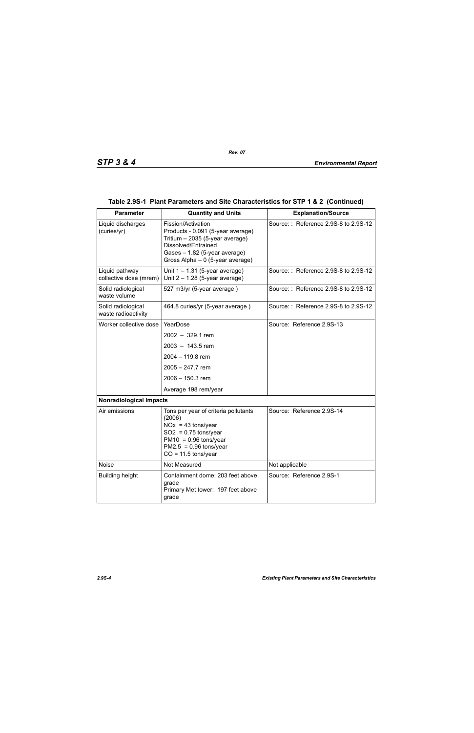**Table 2.9S-1 Plant Parameters and Site Characteristics for STP 1 & 2 (Continued)**

| Parameter | Quantity and Units | Explanation/Source |
|---|---|---|
| Liquid discharges (curies/yr) | Fission/Activation Products - 0.091 (5-year average)<br>Tritium – 2035 (5-year average)<br>Dissolved/Entrained Gases – 1.82 (5-year average)<br>Gross Alpha – 0 (5-year average) | Source: : Reference 2.9S-8 to 2.9S-12 |
| Liquid pathway collective dose (mrem) | Unit 1 – 1.31 (5-year average)<br>Unit 2 – 1.28 (5-year average) | Source: : Reference 2.9S-8 to 2.9S-12 |
| Solid radiological waste volume | 527 m3/yr (5-year average ) | Source: : Reference 2.9S-8 to 2.9S-12 |
| Solid radiological waste radioactivity | 464.8 curies/yr (5-year average ) | Source: : Reference 2.9S-8 to 2.9S-12 |
| Worker collective dose | YearDose<br>2002 – 329.1 rem<br>2003 – 143.5 rem<br>2004 – 119.8 rem<br>2005 – 247.7 rem<br>2006 – 150.3 rem<br>Average 198 rem/year | Source: Reference 2.9S-13 |
| **Nonradiological Impacts** | | |
| Air emissions | Tons per year of criteria pollutants (2006)<br>NOx = 43 tons/year<br>SO2 = 0.75 tons/year<br>PM10 = 0.96 tons/year<br>PM2.5 = 0.96 tons/year<br>CO = 11.5 tons/year | Source: Reference 2.9S-14 |
| Noise | Not Measured | Not applicable |
| Building height | Containment dome: 203 feet above grade<br>Primary Met tower: 197 feet above grade | Source: Reference 2.9S-1 |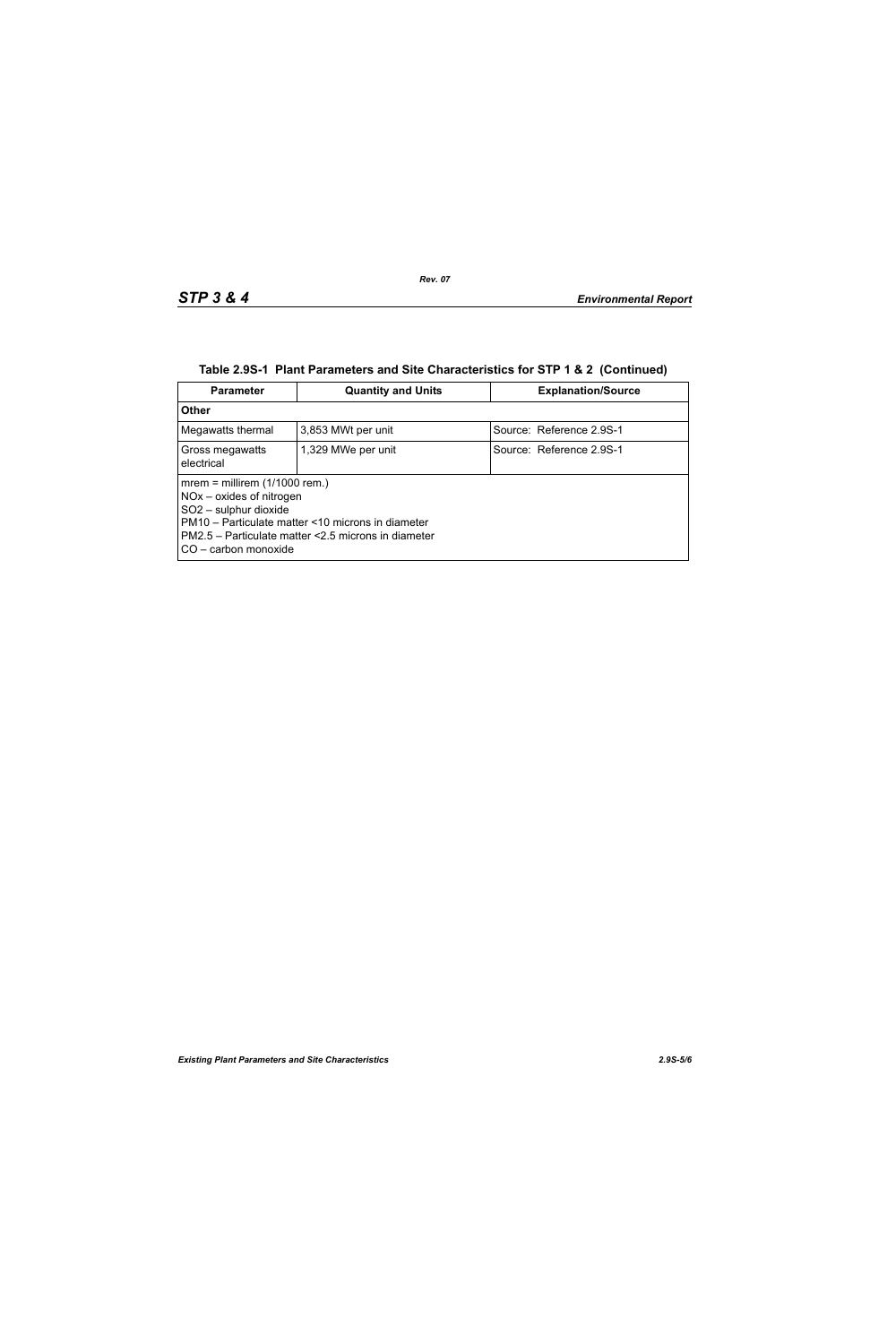**Table 2.9S-1 Plant Parameters and Site Characteristics for STP 1 & 2 (Continued)**

| Parameter | Quantity and Units | Explanation/Source |
|---|---|---|
| **Other** | | |
| Megawatts thermal | 3,853 MWt per unit | Source: Reference 2.9S-1 |
| Gross megawatts electrical | 1,329 MWe per unit | Source: Reference 2.9S-1 |
| mrem = millirem (1/1000 rem.)<br>NOx – oxides of nitrogen<br>SO2 – sulphur dioxide<br>PM10 – Particulate matter <10 microns in diameter<br>PM2.5 – Particulate matter <2.5 microns in diameter<br>CO – carbon monoxide | | |